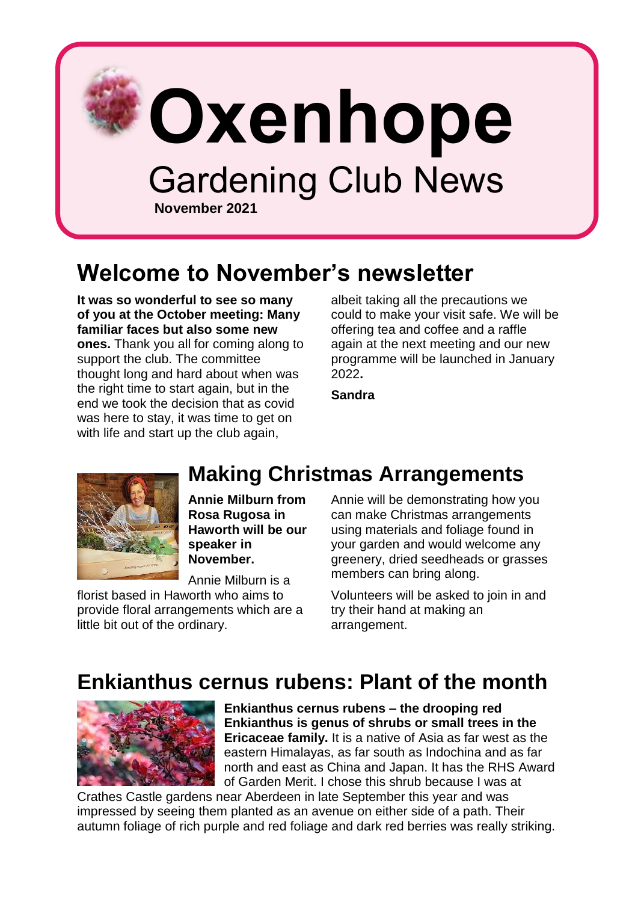# Oxenhope

## Gardening Club News

**November 2021**

## Welcome to November's newsletter

**It was so wonderful to see so many of you at the October meeting: Many familiar faces but also some new ones.** Thank you all for coming along to support the club. The committee thought long and hard about when was the right time to start again, but in the end we took the decision that as covid was here to stay, it was time to get on with life and start up the club again, albeit taking all the precautions we could to make your visit safe. We will be offering tea and coffee and a raffle again at the next meeting and our new programme will be launched in January 2022**.**

**Sandra**

## Making Christmas Arrangements

**Annie Milburn from Rosa Rugosa in Haworth will be our speaker in November.**

Annie Milburn is a florist based in Haworth who aims to provide floral arrangements which are a little bit out of the ordinary.

Annie will be demonstrating how you can make Christmas arrangements using materials and foliage found in your garden and would welcome any greenery, dried seedheads or grasses members can bring along.

Volunteers will be asked to join in and try their hand at making an arrangement.

## Enkianthus cernus rubens: Plant of the month

**Enkianthus cernus rubens – the drooping red Enkianthus is genus of shrubs or small trees in the Ericaceae family.** It is a native of Asia as far west as the eastern Himalayas, as far south as Indochina and as far north and east as China and Japan. It has the RHS Award of Garden Merit. I chose this shrub because I was at Crathes Castle gardens near Aberdeen in late September this year and was impressed by seeing them planted as an avenue on either side of a path. Their autumn foliage of rich purple and red foliage and dark red berries was really striking.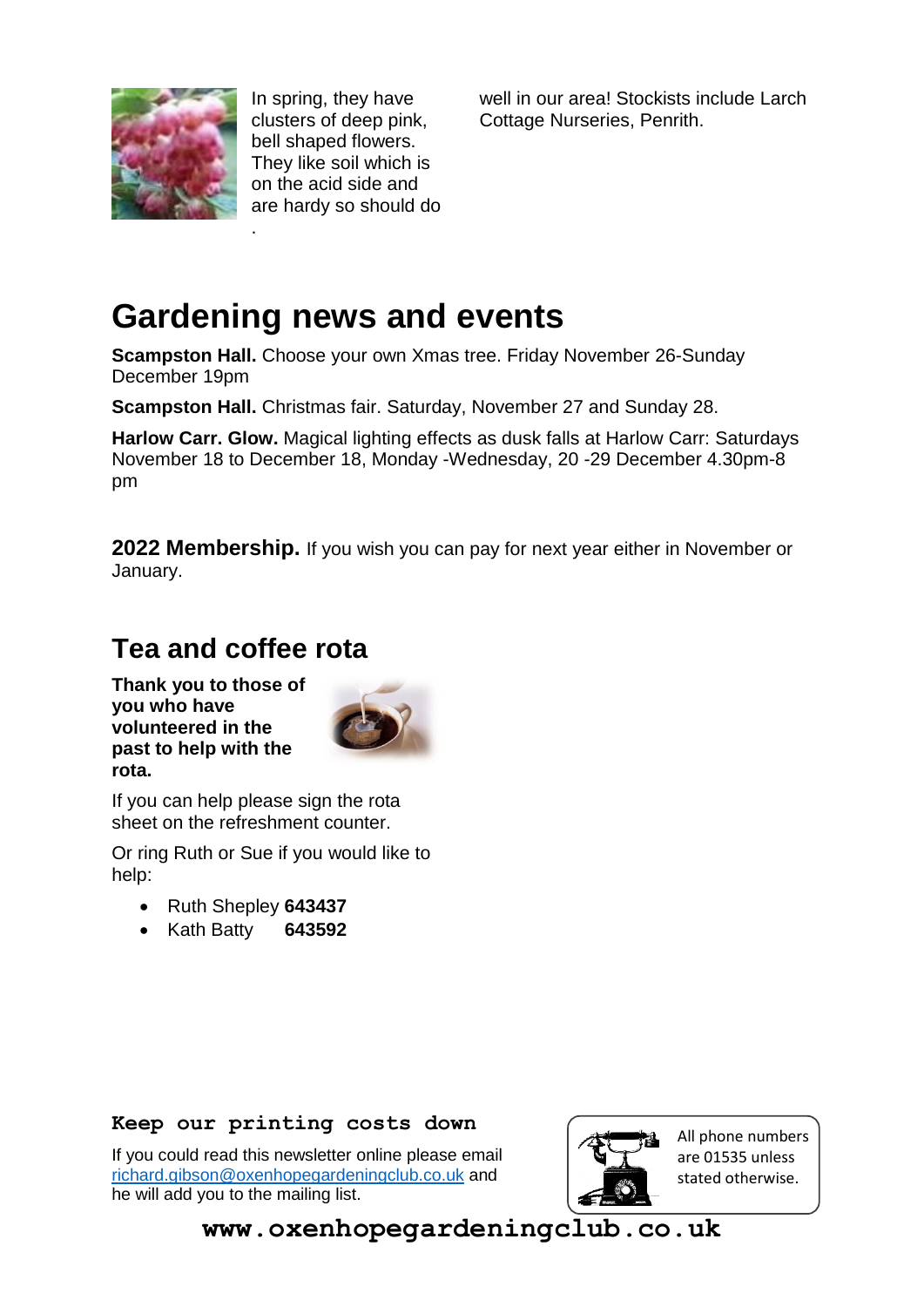In spring, they have clusters of deep pink, bell shaped flowers. They like soil which is on the acid side and are hardy so should do well in our area! Stockists include Larch Cottage Nurseries, Penrith.

# Gardening news and events

**Scampston Hall.** Choose your own Xmas tree. Friday November 26-Sunday December 19pm

**Scampston Hall.** Christmas fair. Saturday, November 27 and Sunday 28.

**Harlow Carr. Glow.** Magical lighting effects as dusk falls at Harlow Carr: Saturdays November 18 to December 18, Monday -Wednesday, 20 -29 December 4.30pm-8 pm

**2022 Membership.** If you wish you can pay for next year either in November or January.

## Tea and coffee rota

**Thank you to those of you who have volunteered in the past to help with the rota.**

If you can help please sign the rota sheet on the refreshment counter.

Or ring Ruth or Sue if you would like to help:

- Ruth Shepley **643437**
- Kath Batty **643592**

**Keep our printing costs down**

If you could read this newsletter online please email richard.gibson@oxenhopegardeningclub.co.uk and he will add you to the mailing list.

All phone numbers are 01535 unless stated otherwise.

**www.oxenhopegardeningclub.co.uk**